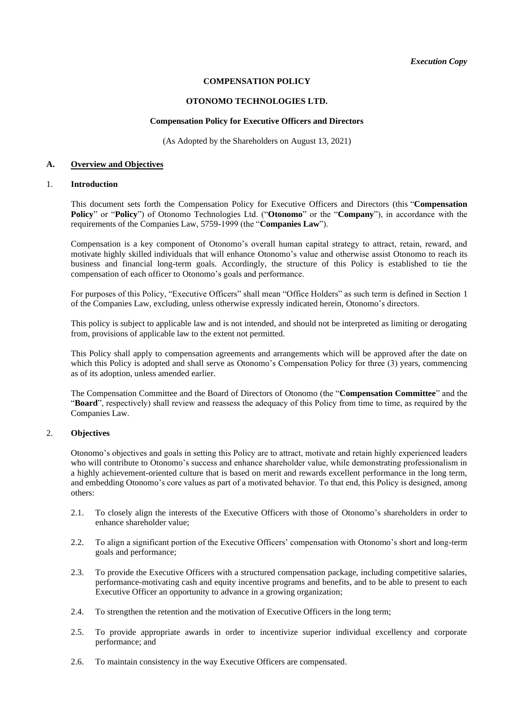*Execution Copy*

**COMPENSATION POLICY**

**OTONOMO TECHNOLOGIES LTD.**

**Compensation Policy for Executive Officers and Directors**

(As Adopted by the Shareholders on August 13, 2021)

## A. Overview and Objectives

### 1. Introduction

This document sets forth the Compensation Policy for Executive Officers and Directors (this "**Compensation Policy**" or "**Policy**") of Otonomo Technologies Ltd. ("**Otonomo**" or the "**Company**"), in accordance with the requirements of the Companies Law, 5759-1999 (the "**Companies Law**").

Compensation is a key component of Otonomo's overall human capital strategy to attract, retain, reward, and motivate highly skilled individuals that will enhance Otonomo's value and otherwise assist Otonomo to reach its business and financial long-term goals. Accordingly, the structure of this Policy is established to tie the compensation of each officer to Otonomo's goals and performance.

For purposes of this Policy, "Executive Officers" shall mean "Office Holders" as such term is defined in Section 1 of the Companies Law, excluding, unless otherwise expressly indicated herein, Otonomo's directors.

This policy is subject to applicable law and is not intended, and should not be interpreted as limiting or derogating from, provisions of applicable law to the extent not permitted.

This Policy shall apply to compensation agreements and arrangements which will be approved after the date on which this Policy is adopted and shall serve as Otonomo's Compensation Policy for three (3) years, commencing as of its adoption, unless amended earlier.

The Compensation Committee and the Board of Directors of Otonomo (the "**Compensation Committee**" and the "**Board**", respectively) shall review and reassess the adequacy of this Policy from time to time, as required by the Companies Law.

### 2. Objectives

Otonomo's objectives and goals in setting this Policy are to attract, motivate and retain highly experienced leaders who will contribute to Otonomo's success and enhance shareholder value, while demonstrating professionalism in a highly achievement-oriented culture that is based on merit and rewards excellent performance in the long term, and embedding Otonomo's core values as part of a motivated behavior. To that end, this Policy is designed, among others:

2.1. To closely align the interests of the Executive Officers with those of Otonomo's shareholders in order to enhance shareholder value;

2.2. To align a significant portion of the Executive Officers' compensation with Otonomo's short and long-term goals and performance;

2.3. To provide the Executive Officers with a structured compensation package, including competitive salaries, performance-motivating cash and equity incentive programs and benefits, and to be able to present to each Executive Officer an opportunity to advance in a growing organization;

2.4. To strengthen the retention and the motivation of Executive Officers in the long term;

2.5. To provide appropriate awards in order to incentivize superior individual excellency and corporate performance; and

2.6. To maintain consistency in the way Executive Officers are compensated.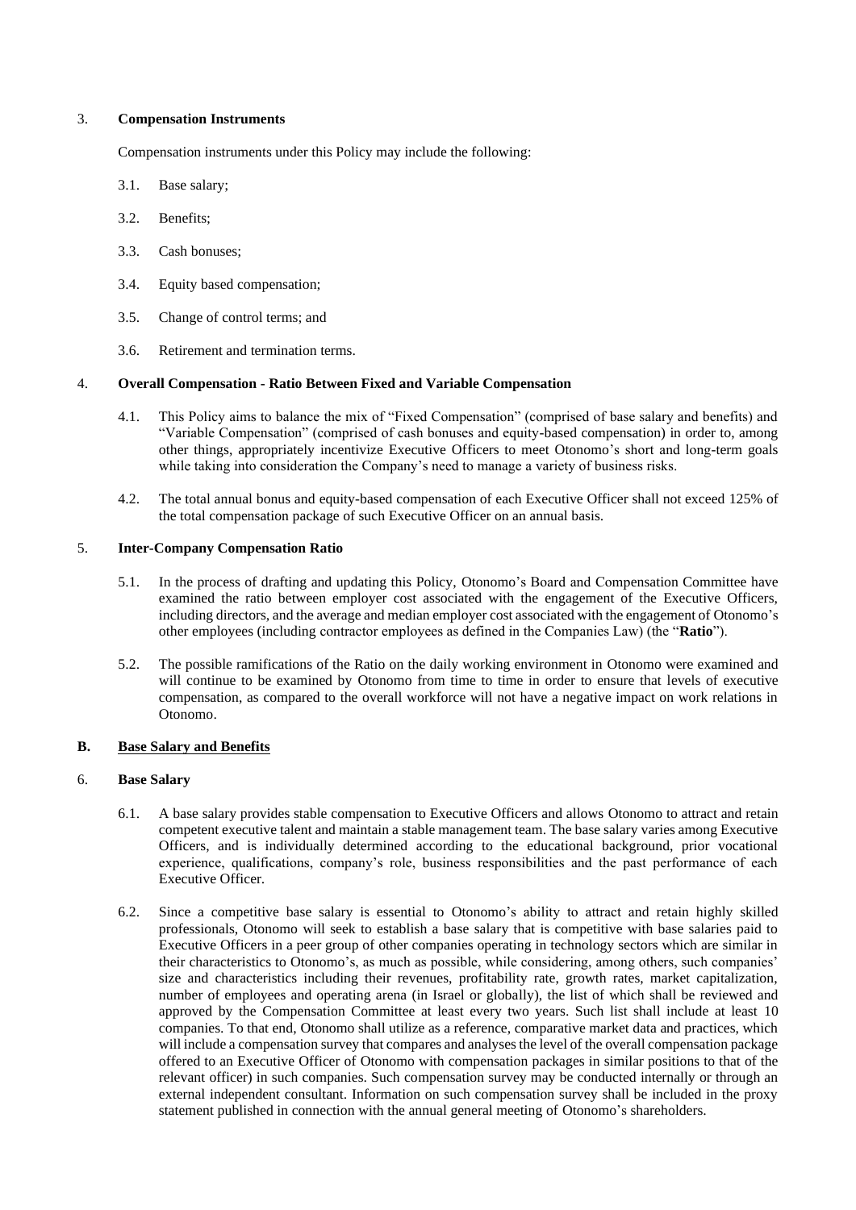3. **Compensation Instruments**

Compensation instruments under this Policy may include the following:

3.1. Base salary;

3.2. Benefits;

3.3. Cash bonuses;

3.4. Equity based compensation;

3.5. Change of control terms; and

3.6. Retirement and termination terms.

4. **Overall Compensation - Ratio Between Fixed and Variable Compensation**

4.1. This Policy aims to balance the mix of "Fixed Compensation" (comprised of base salary and benefits) and "Variable Compensation" (comprised of cash bonuses and equity-based compensation) in order to, among other things, appropriately incentivize Executive Officers to meet Otonomo's short and long-term goals while taking into consideration the Company's need to manage a variety of business risks.

4.2. The total annual bonus and equity-based compensation of each Executive Officer shall not exceed 125% of the total compensation package of such Executive Officer on an annual basis.

5. **Inter-Company Compensation Ratio**

5.1. In the process of drafting and updating this Policy, Otonomo's Board and Compensation Committee have examined the ratio between employer cost associated with the engagement of the Executive Officers, including directors, and the average and median employer cost associated with the engagement of Otonomo's other employees (including contractor employees as defined in the Companies Law) (the "**Ratio**").

5.2. The possible ramifications of the Ratio on the daily working environment in Otonomo were examined and will continue to be examined by Otonomo from time to time in order to ensure that levels of executive compensation, as compared to the overall workforce will not have a negative impact on work relations in Otonomo.

**B. Base Salary and Benefits**

6. **Base Salary**

6.1. A base salary provides stable compensation to Executive Officers and allows Otonomo to attract and retain competent executive talent and maintain a stable management team. The base salary varies among Executive Officers, and is individually determined according to the educational background, prior vocational experience, qualifications, company's role, business responsibilities and the past performance of each Executive Officer.

6.2. Since a competitive base salary is essential to Otonomo's ability to attract and retain highly skilled professionals, Otonomo will seek to establish a base salary that is competitive with base salaries paid to Executive Officers in a peer group of other companies operating in technology sectors which are similar in their characteristics to Otonomo's, as much as possible, while considering, among others, such companies' size and characteristics including their revenues, profitability rate, growth rates, market capitalization, number of employees and operating arena (in Israel or globally), the list of which shall be reviewed and approved by the Compensation Committee at least every two years. Such list shall include at least 10 companies. To that end, Otonomo shall utilize as a reference, comparative market data and practices, which will include a compensation survey that compares and analyses the level of the overall compensation package offered to an Executive Officer of Otonomo with compensation packages in similar positions to that of the relevant officer) in such companies. Such compensation survey may be conducted internally or through an external independent consultant. Information on such compensation survey shall be included in the proxy statement published in connection with the annual general meeting of Otonomo's shareholders.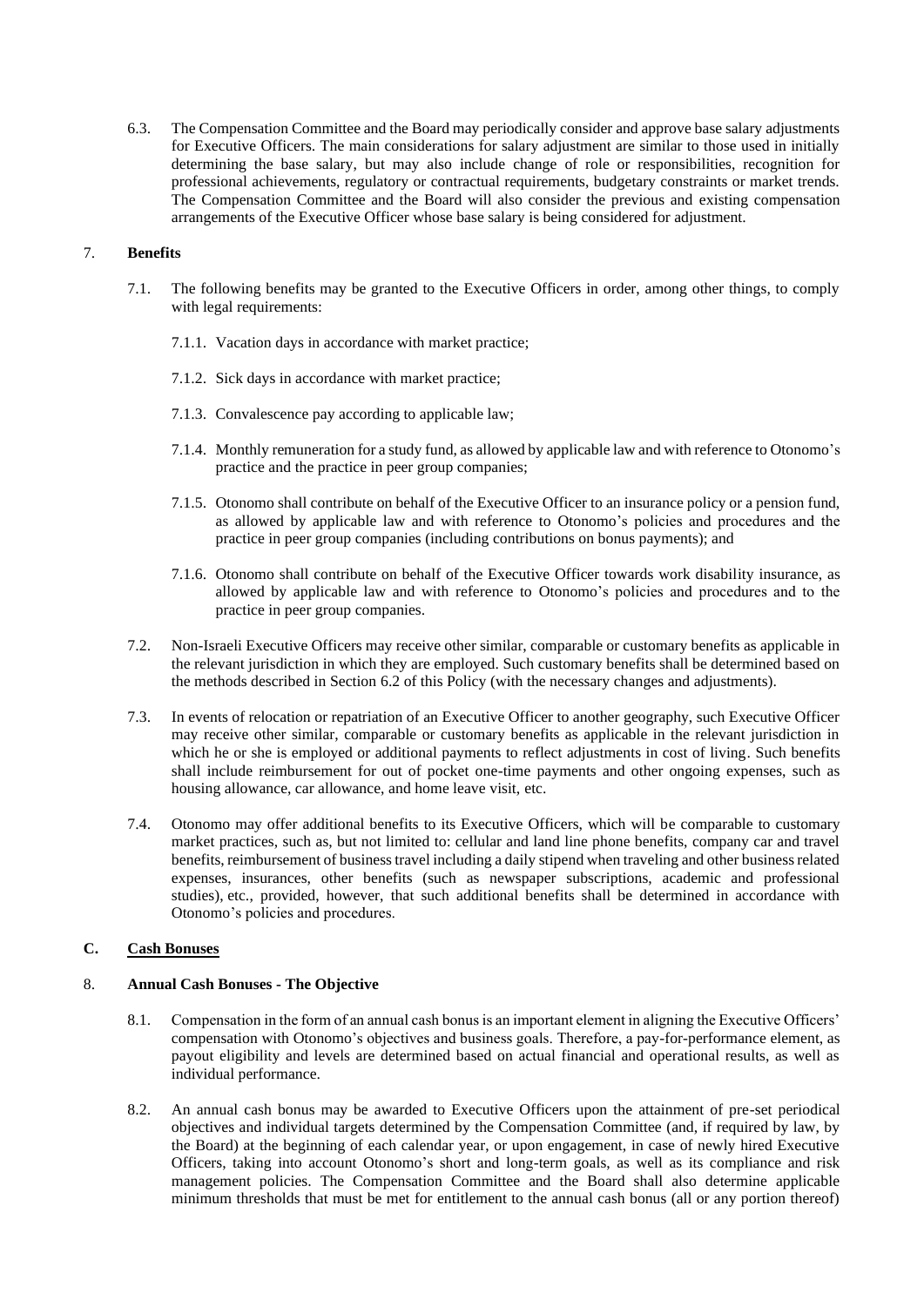6.3. The Compensation Committee and the Board may periodically consider and approve base salary adjustments for Executive Officers. The main considerations for salary adjustment are similar to those used in initially determining the base salary, but may also include change of role or responsibilities, recognition for professional achievements, regulatory or contractual requirements, budgetary constraints or market trends. The Compensation Committee and the Board will also consider the previous and existing compensation arrangements of the Executive Officer whose base salary is being considered for adjustment.

7. **Benefits**

7.1. The following benefits may be granted to the Executive Officers in order, among other things, to comply with legal requirements:

7.1.1. Vacation days in accordance with market practice;

7.1.2. Sick days in accordance with market practice;

7.1.3. Convalescence pay according to applicable law;

7.1.4. Monthly remuneration for a study fund, as allowed by applicable law and with reference to Otonomo's practice and the practice in peer group companies;

7.1.5. Otonomo shall contribute on behalf of the Executive Officer to an insurance policy or a pension fund, as allowed by applicable law and with reference to Otonomo's policies and procedures and the practice in peer group companies (including contributions on bonus payments); and

7.1.6. Otonomo shall contribute on behalf of the Executive Officer towards work disability insurance, as allowed by applicable law and with reference to Otonomo's policies and procedures and to the practice in peer group companies.

7.2. Non-Israeli Executive Officers may receive other similar, comparable or customary benefits as applicable in the relevant jurisdiction in which they are employed. Such customary benefits shall be determined based on the methods described in Section 6.2 of this Policy (with the necessary changes and adjustments).

7.3. In events of relocation or repatriation of an Executive Officer to another geography, such Executive Officer may receive other similar, comparable or customary benefits as applicable in the relevant jurisdiction in which he or she is employed or additional payments to reflect adjustments in cost of living. Such benefits shall include reimbursement for out of pocket one-time payments and other ongoing expenses, such as housing allowance, car allowance, and home leave visit, etc.

7.4. Otonomo may offer additional benefits to its Executive Officers, which will be comparable to customary market practices, such as, but not limited to: cellular and land line phone benefits, company car and travel benefits, reimbursement of business travel including a daily stipend when traveling and other business related expenses, insurances, other benefits (such as newspaper subscriptions, academic and professional studies), etc., provided, however, that such additional benefits shall be determined in accordance with Otonomo's policies and procedures.

## C. <u>Cash Bonuses</u>

8. **Annual Cash Bonuses - The Objective**

8.1. Compensation in the form of an annual cash bonus is an important element in aligning the Executive Officers' compensation with Otonomo's objectives and business goals. Therefore, a pay-for-performance element, as payout eligibility and levels are determined based on actual financial and operational results, as well as individual performance.

8.2. An annual cash bonus may be awarded to Executive Officers upon the attainment of pre-set periodical objectives and individual targets determined by the Compensation Committee (and, if required by law, by the Board) at the beginning of each calendar year, or upon engagement, in case of newly hired Executive Officers, taking into account Otonomo's short and long-term goals, as well as its compliance and risk management policies. The Compensation Committee and the Board shall also determine applicable minimum thresholds that must be met for entitlement to the annual cash bonus (all or any portion thereof)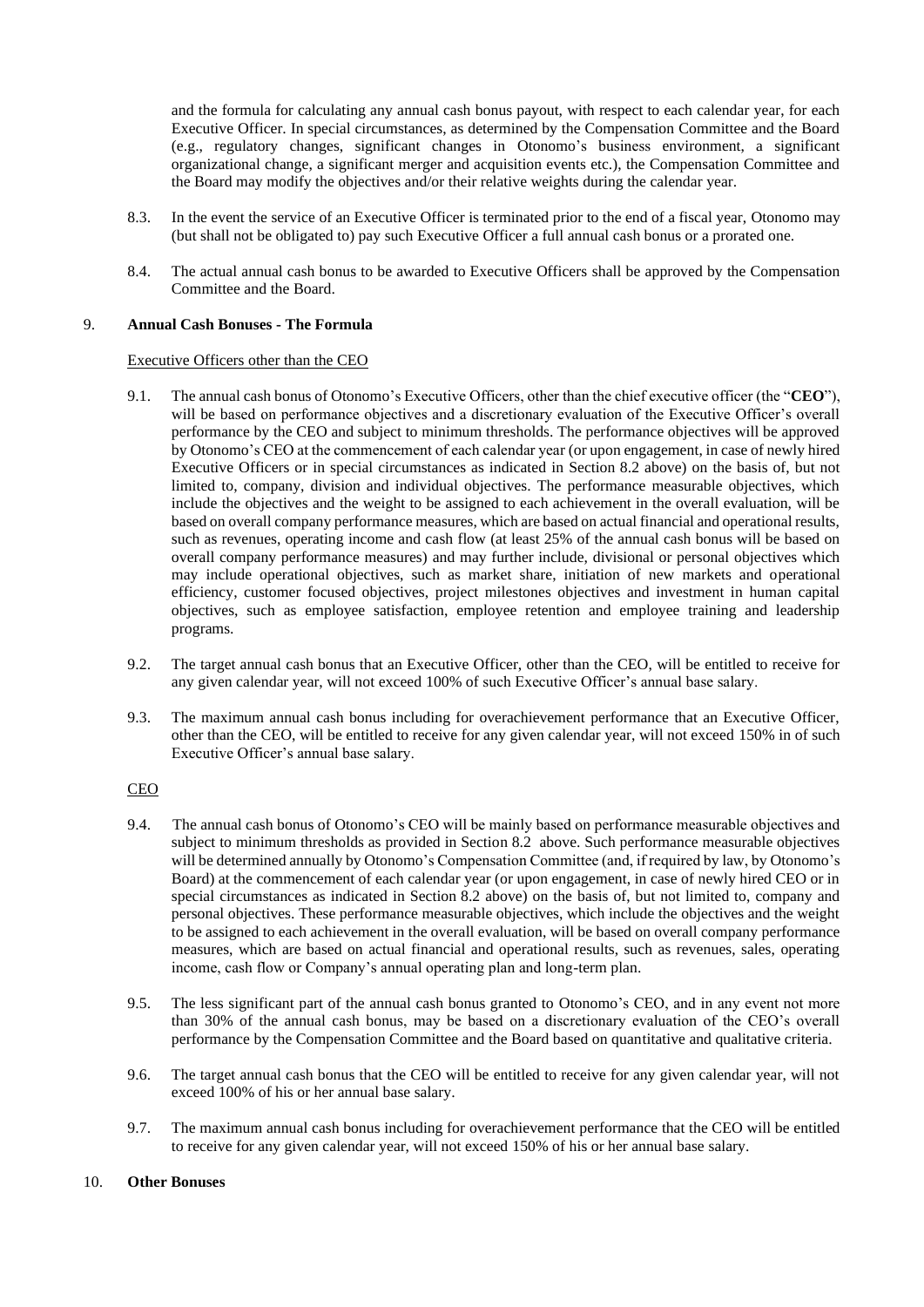and the formula for calculating any annual cash bonus payout, with respect to each calendar year, for each Executive Officer. In special circumstances, as determined by the Compensation Committee and the Board (e.g., regulatory changes, significant changes in Otonomo's business environment, a significant organizational change, a significant merger and acquisition events etc.), the Compensation Committee and the Board may modify the objectives and/or their relative weights during the calendar year.

8.3. In the event the service of an Executive Officer is terminated prior to the end of a fiscal year, Otonomo may (but shall not be obligated to) pay such Executive Officer a full annual cash bonus or a prorated one.

8.4. The actual annual cash bonus to be awarded to Executive Officers shall be approved by the Compensation Committee and the Board.

9. **Annual Cash Bonuses - The Formula**

Executive Officers other than the CEO

9.1. The annual cash bonus of Otonomo's Executive Officers, other than the chief executive officer (the "**CEO**"), will be based on performance objectives and a discretionary evaluation of the Executive Officer's overall performance by the CEO and subject to minimum thresholds. The performance objectives will be approved by Otonomo's CEO at the commencement of each calendar year (or upon engagement, in case of newly hired Executive Officers or in special circumstances as indicated in Section 8.2 above) on the basis of, but not limited to, company, division and individual objectives. The performance measurable objectives, which include the objectives and the weight to be assigned to each achievement in the overall evaluation, will be based on overall company performance measures, which are based on actual financial and operational results, such as revenues, operating income and cash flow (at least 25% of the annual cash bonus will be based on overall company performance measures) and may further include, divisional or personal objectives which may include operational objectives, such as market share, initiation of new markets and operational efficiency, customer focused objectives, project milestones objectives and investment in human capital objectives, such as employee satisfaction, employee retention and employee training and leadership programs.

9.2. The target annual cash bonus that an Executive Officer, other than the CEO, will be entitled to receive for any given calendar year, will not exceed 100% of such Executive Officer's annual base salary.

9.3. The maximum annual cash bonus including for overachievement performance that an Executive Officer, other than the CEO, will be entitled to receive for any given calendar year, will not exceed 150% in of such Executive Officer's annual base salary.

CEO

9.4. The annual cash bonus of Otonomo's CEO will be mainly based on performance measurable objectives and subject to minimum thresholds as provided in Section 8.2 above. Such performance measurable objectives will be determined annually by Otonomo's Compensation Committee (and, if required by law, by Otonomo's Board) at the commencement of each calendar year (or upon engagement, in case of newly hired CEO or in special circumstances as indicated in Section 8.2 above) on the basis of, but not limited to, company and personal objectives. These performance measurable objectives, which include the objectives and the weight to be assigned to each achievement in the overall evaluation, will be based on overall company performance measures, which are based on actual financial and operational results, such as revenues, sales, operating income, cash flow or Company's annual operating plan and long-term plan.

9.5. The less significant part of the annual cash bonus granted to Otonomo's CEO, and in any event not more than 30% of the annual cash bonus, may be based on a discretionary evaluation of the CEO's overall performance by the Compensation Committee and the Board based on quantitative and qualitative criteria.

9.6. The target annual cash bonus that the CEO will be entitled to receive for any given calendar year, will not exceed 100% of his or her annual base salary.

9.7. The maximum annual cash bonus including for overachievement performance that the CEO will be entitled to receive for any given calendar year, will not exceed 150% of his or her annual base salary.

10. **Other Bonuses**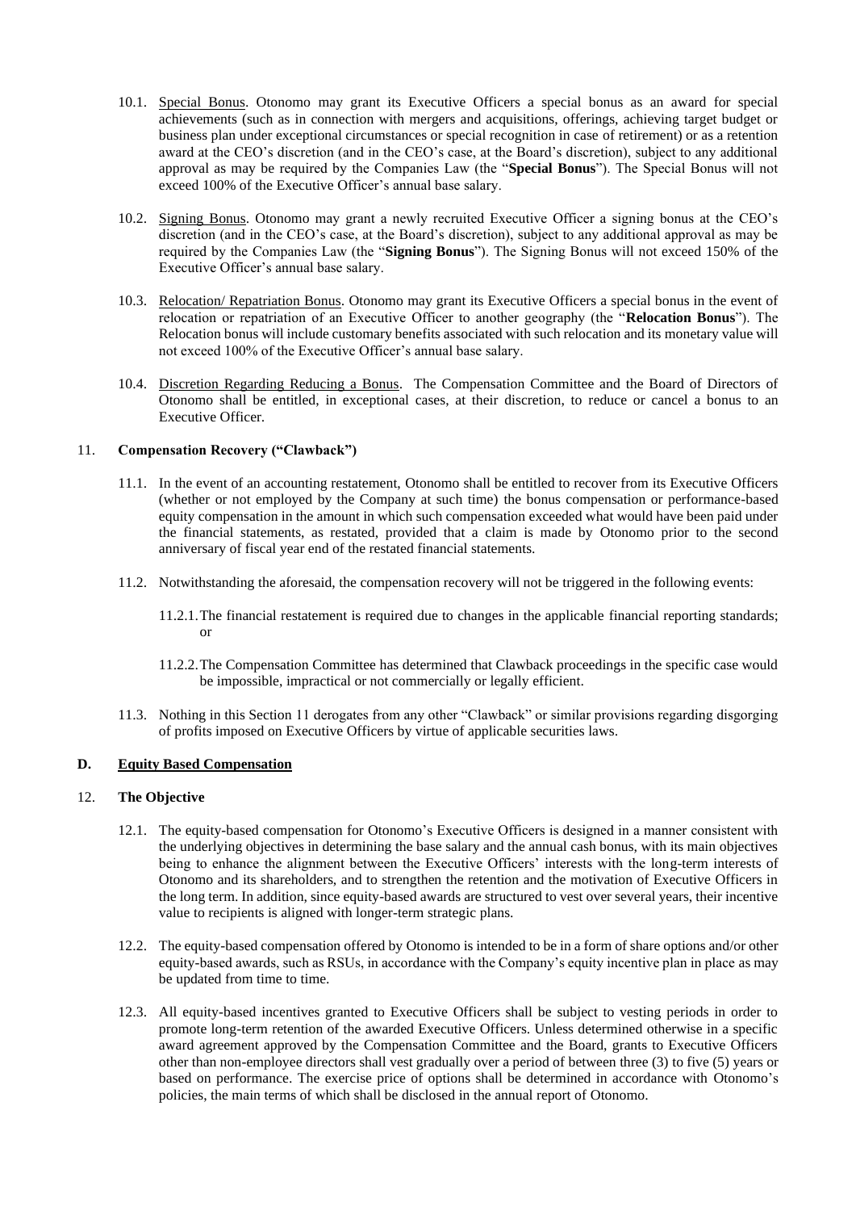10.1. Special Bonus. Otonomo may grant its Executive Officers a special bonus as an award for special achievements (such as in connection with mergers and acquisitions, offerings, achieving target budget or business plan under exceptional circumstances or special recognition in case of retirement) or as a retention award at the CEO's discretion (and in the CEO's case, at the Board's discretion), subject to any additional approval as may be required by the Companies Law (the "**Special Bonus**"). The Special Bonus will not exceed 100% of the Executive Officer's annual base salary.

10.2. Signing Bonus. Otonomo may grant a newly recruited Executive Officer a signing bonus at the CEO's discretion (and in the CEO's case, at the Board's discretion), subject to any additional approval as may be required by the Companies Law (the "**Signing Bonus**"). The Signing Bonus will not exceed 150% of the Executive Officer's annual base salary.

10.3. Relocation/ Repatriation Bonus. Otonomo may grant its Executive Officers a special bonus in the event of relocation or repatriation of an Executive Officer to another geography (the "**Relocation Bonus**"). The Relocation bonus will include customary benefits associated with such relocation and its monetary value will not exceed 100% of the Executive Officer's annual base salary.

10.4. Discretion Regarding Reducing a Bonus. The Compensation Committee and the Board of Directors of Otonomo shall be entitled, in exceptional cases, at their discretion, to reduce or cancel a bonus to an Executive Officer.

11. **Compensation Recovery ("Clawback")**

11.1. In the event of an accounting restatement, Otonomo shall be entitled to recover from its Executive Officers (whether or not employed by the Company at such time) the bonus compensation or performance-based equity compensation in the amount in which such compensation exceeded what would have been paid under the financial statements, as restated, provided that a claim is made by Otonomo prior to the second anniversary of fiscal year end of the restated financial statements.

11.2. Notwithstanding the aforesaid, the compensation recovery will not be triggered in the following events:

11.2.1. The financial restatement is required due to changes in the applicable financial reporting standards; or

11.2.2. The Compensation Committee has determined that Clawback proceedings in the specific case would be impossible, impractical or not commercially or legally efficient.

11.3. Nothing in this Section 11 derogates from any other "Clawback" or similar provisions regarding disgorging of profits imposed on Executive Officers by virtue of applicable securities laws.

## D. Equity Based Compensation

12. **The Objective**

12.1. The equity-based compensation for Otonomo's Executive Officers is designed in a manner consistent with the underlying objectives in determining the base salary and the annual cash bonus, with its main objectives being to enhance the alignment between the Executive Officers' interests with the long-term interests of Otonomo and its shareholders, and to strengthen the retention and the motivation of Executive Officers in the long term. In addition, since equity-based awards are structured to vest over several years, their incentive value to recipients is aligned with longer-term strategic plans.

12.2. The equity-based compensation offered by Otonomo is intended to be in a form of share options and/or other equity-based awards, such as RSUs, in accordance with the Company's equity incentive plan in place as may be updated from time to time.

12.3. All equity-based incentives granted to Executive Officers shall be subject to vesting periods in order to promote long-term retention of the awarded Executive Officers. Unless determined otherwise in a specific award agreement approved by the Compensation Committee and the Board, grants to Executive Officers other than non-employee directors shall vest gradually over a period of between three (3) to five (5) years or based on performance. The exercise price of options shall be determined in accordance with Otonomo's policies, the main terms of which shall be disclosed in the annual report of Otonomo.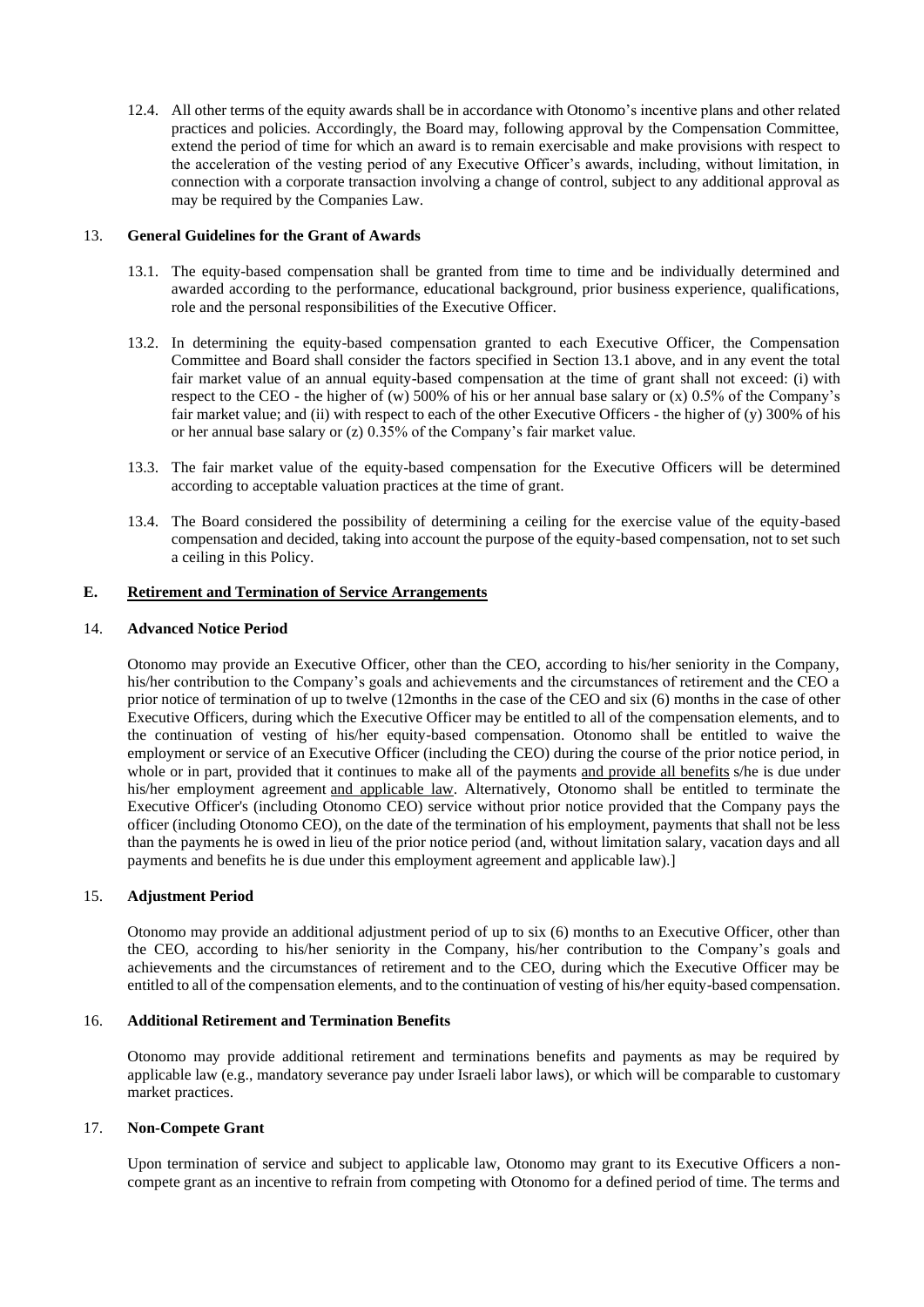12.4. All other terms of the equity awards shall be in accordance with Otonomo's incentive plans and other related practices and policies. Accordingly, the Board may, following approval by the Compensation Committee, extend the period of time for which an award is to remain exercisable and make provisions with respect to the acceleration of the vesting period of any Executive Officer's awards, including, without limitation, in connection with a corporate transaction involving a change of control, subject to any additional approval as may be required by the Companies Law.

13. **General Guidelines for the Grant of Awards**

13.1. The equity-based compensation shall be granted from time to time and be individually determined and awarded according to the performance, educational background, prior business experience, qualifications, role and the personal responsibilities of the Executive Officer.

13.2. In determining the equity-based compensation granted to each Executive Officer, the Compensation Committee and Board shall consider the factors specified in Section 13.1 above, and in any event the total fair market value of an annual equity-based compensation at the time of grant shall not exceed: (i) with respect to the CEO - the higher of (w) 500% of his or her annual base salary or (x) 0.5% of the Company's fair market value; and (ii) with respect to each of the other Executive Officers - the higher of (y) 300% of his or her annual base salary or (z) 0.35% of the Company's fair market value.

13.3. The fair market value of the equity-based compensation for the Executive Officers will be determined according to acceptable valuation practices at the time of grant.

13.4. The Board considered the possibility of determining a ceiling for the exercise value of the equity-based compensation and decided, taking into account the purpose of the equity-based compensation, not to set such a ceiling in this Policy.

## E. Retirement and Termination of Service Arrangements

14. **Advanced Notice Period**

Otonomo may provide an Executive Officer, other than the CEO, according to his/her seniority in the Company, his/her contribution to the Company's goals and achievements and the circumstances of retirement and the CEO a prior notice of termination of up to twelve (12months in the case of the CEO and six (6) months in the case of other Executive Officers, during which the Executive Officer may be entitled to all of the compensation elements, and to the continuation of vesting of his/her equity-based compensation. Otonomo shall be entitled to waive the employment or service of an Executive Officer (including the CEO) during the course of the prior notice period, in whole or in part, provided that it continues to make all of the payments and provide all benefits s/he is due under his/her employment agreement and applicable law. Alternatively, Otonomo shall be entitled to terminate the Executive Officer's (including Otonomo CEO) service without prior notice provided that the Company pays the officer (including Otonomo CEO), on the date of the termination of his employment, payments that shall not be less than the payments he is owed in lieu of the prior notice period (and, without limitation salary, vacation days and all payments and benefits he is due under this employment agreement and applicable law).]

15. **Adjustment Period**

Otonomo may provide an additional adjustment period of up to six (6) months to an Executive Officer, other than the CEO, according to his/her seniority in the Company, his/her contribution to the Company's goals and achievements and the circumstances of retirement and to the CEO, during which the Executive Officer may be entitled to all of the compensation elements, and to the continuation of vesting of his/her equity-based compensation.

16. **Additional Retirement and Termination Benefits**

Otonomo may provide additional retirement and terminations benefits and payments as may be required by applicable law (e.g., mandatory severance pay under Israeli labor laws), or which will be comparable to customary market practices.

17. **Non-Compete Grant**

Upon termination of service and subject to applicable law, Otonomo may grant to its Executive Officers a non-compete grant as an incentive to refrain from competing with Otonomo for a defined period of time. The terms and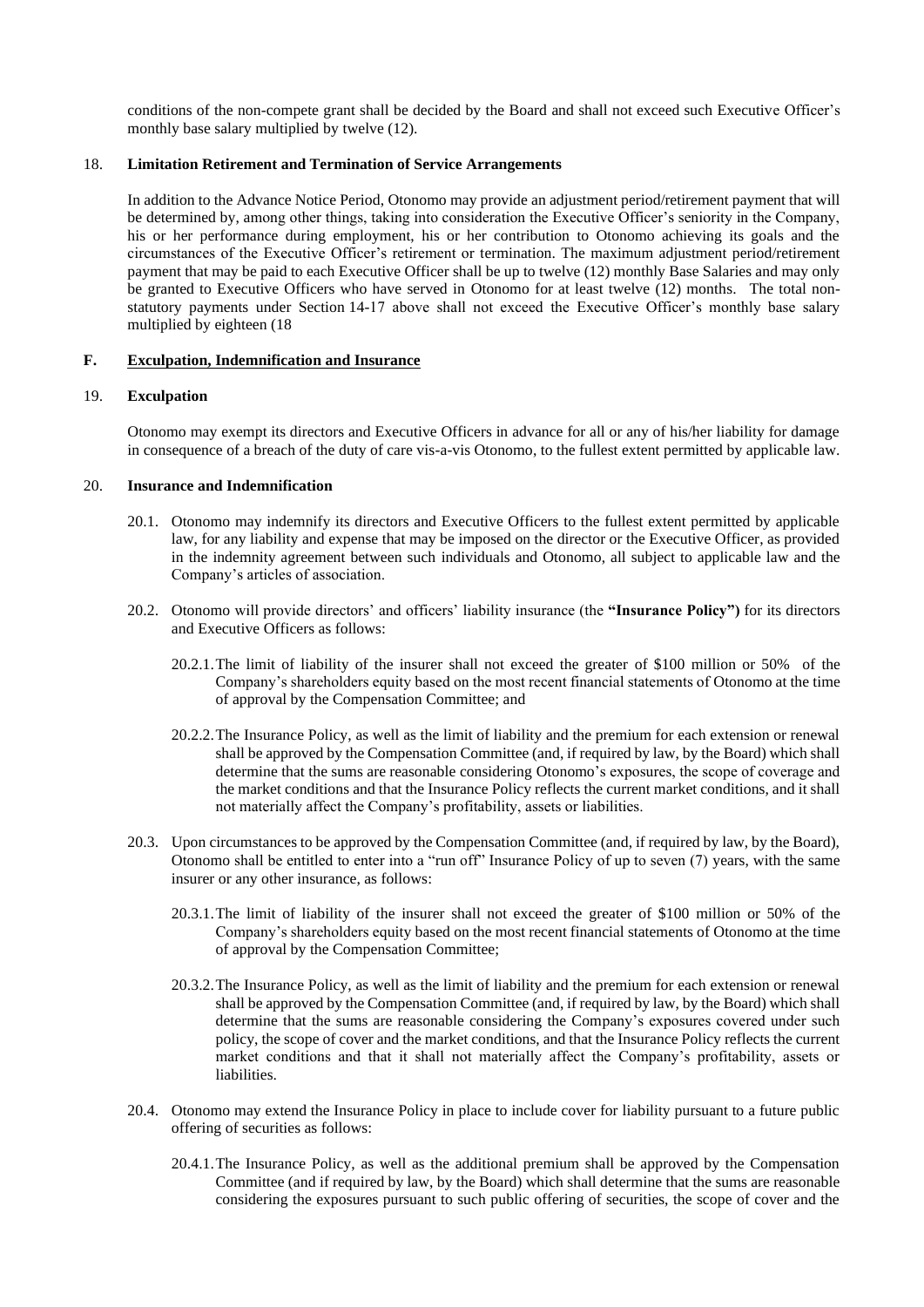conditions of the non-compete grant shall be decided by the Board and shall not exceed such Executive Officer's monthly base salary multiplied by twelve (12).

18. **Limitation Retirement and Termination of Service Arrangements**

In addition to the Advance Notice Period, Otonomo may provide an adjustment period/retirement payment that will be determined by, among other things, taking into consideration the Executive Officer's seniority in the Company, his or her performance during employment, his or her contribution to Otonomo achieving its goals and the circumstances of the Executive Officer's retirement or termination. The maximum adjustment period/retirement payment that may be paid to each Executive Officer shall be up to twelve (12) monthly Base Salaries and may only be granted to Executive Officers who have served in Otonomo for at least twelve (12) months. The total non-statutory payments under Section 14-17 above shall not exceed the Executive Officer's monthly base salary multiplied by eighteen (18

## F. Exculpation, Indemnification and Insurance

19. **Exculpation**

Otonomo may exempt its directors and Executive Officers in advance for all or any of his/her liability for damage in consequence of a breach of the duty of care vis-a-vis Otonomo, to the fullest extent permitted by applicable law.

20. **Insurance and Indemnification**

20.1. Otonomo may indemnify its directors and Executive Officers to the fullest extent permitted by applicable law, for any liability and expense that may be imposed on the director or the Executive Officer, as provided in the indemnity agreement between such individuals and Otonomo, all subject to applicable law and the Company's articles of association.

20.2. Otonomo will provide directors' and officers' liability insurance (the **"Insurance Policy")** for its directors and Executive Officers as follows:

20.2.1. The limit of liability of the insurer shall not exceed the greater of $100 million or 50% of the Company's shareholders equity based on the most recent financial statements of Otonomo at the time of approval by the Compensation Committee; and

20.2.2. The Insurance Policy, as well as the limit of liability and the premium for each extension or renewal shall be approved by the Compensation Committee (and, if required by law, by the Board) which shall determine that the sums are reasonable considering Otonomo's exposures, the scope of coverage and the market conditions and that the Insurance Policy reflects the current market conditions, and it shall not materially affect the Company's profitability, assets or liabilities.

20.3. Upon circumstances to be approved by the Compensation Committee (and, if required by law, by the Board), Otonomo shall be entitled to enter into a "run off" Insurance Policy of up to seven (7) years, with the same insurer or any other insurance, as follows:

20.3.1. The limit of liability of the insurer shall not exceed the greater of $100 million or 50% of the Company's shareholders equity based on the most recent financial statements of Otonomo at the time of approval by the Compensation Committee;

20.3.2. The Insurance Policy, as well as the limit of liability and the premium for each extension or renewal shall be approved by the Compensation Committee (and, if required by law, by the Board) which shall determine that the sums are reasonable considering the Company's exposures covered under such policy, the scope of cover and the market conditions, and that the Insurance Policy reflects the current market conditions and that it shall not materially affect the Company's profitability, assets or liabilities.

20.4. Otonomo may extend the Insurance Policy in place to include cover for liability pursuant to a future public offering of securities as follows:

20.4.1. The Insurance Policy, as well as the additional premium shall be approved by the Compensation Committee (and if required by law, by the Board) which shall determine that the sums are reasonable considering the exposures pursuant to such public offering of securities, the scope of cover and the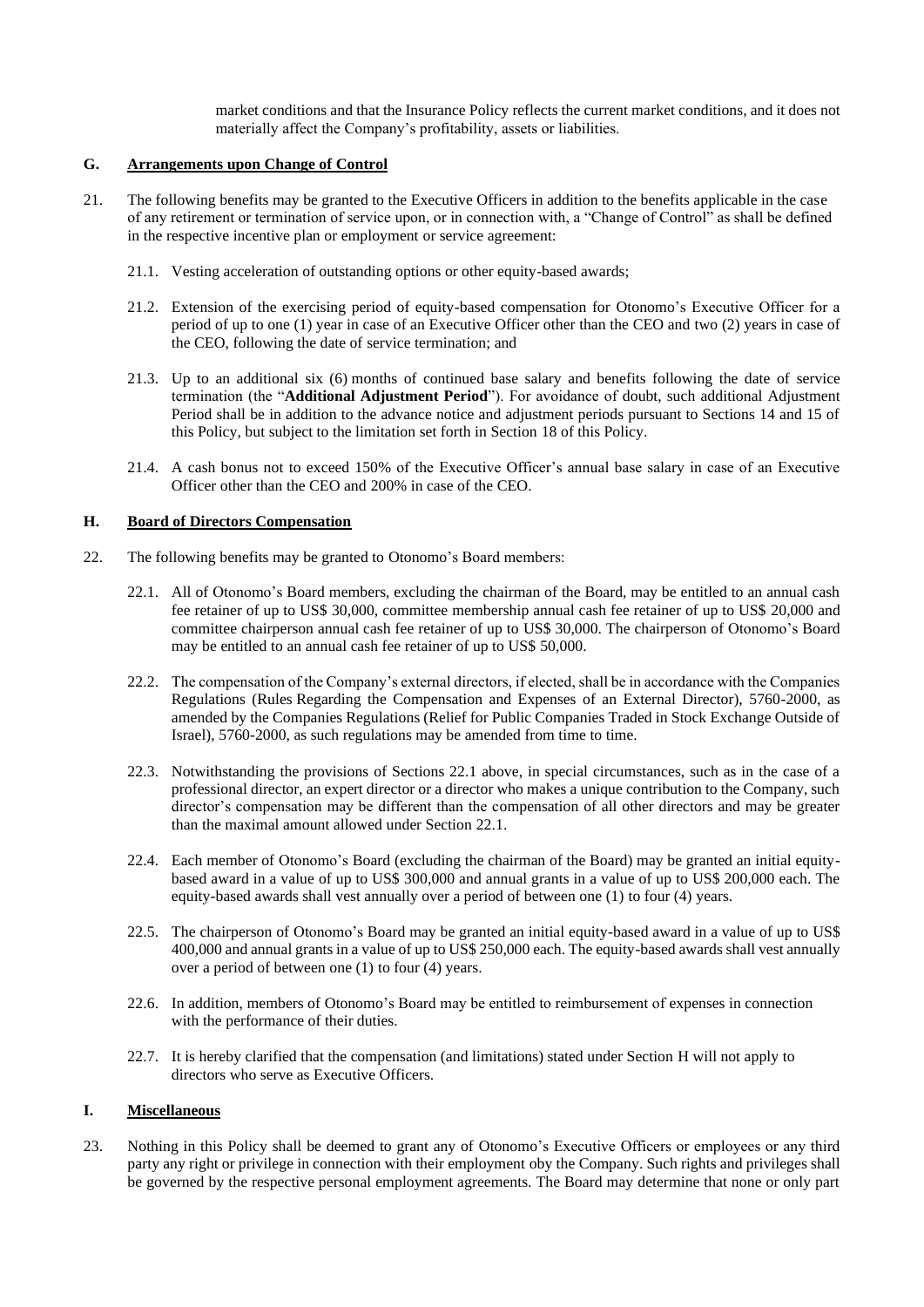market conditions and that the Insurance Policy reflects the current market conditions, and it does not materially affect the Company's profitability, assets or liabilities.

## G. Arrangements upon Change of Control

21. The following benefits may be granted to the Executive Officers in addition to the benefits applicable in the case of any retirement or termination of service upon, or in connection with, a "Change of Control" as shall be defined in the respective incentive plan or employment or service agreement:

    21.1. Vesting acceleration of outstanding options or other equity-based awards;

    21.2. Extension of the exercising period of equity-based compensation for Otonomo's Executive Officer for a period of up to one (1) year in case of an Executive Officer other than the CEO and two (2) years in case of the CEO, following the date of service termination; and

    21.3. Up to an additional six (6) months of continued base salary and benefits following the date of service termination (the "**Additional Adjustment Period**"). For avoidance of doubt, such additional Adjustment Period shall be in addition to the advance notice and adjustment periods pursuant to Sections 14 and 15 of this Policy, but subject to the limitation set forth in Section 18 of this Policy.

    21.4. A cash bonus not to exceed 150% of the Executive Officer's annual base salary in case of an Executive Officer other than the CEO and 200% in case of the CEO.

## H. Board of Directors Compensation

22. The following benefits may be granted to Otonomo's Board members:

    22.1. All of Otonomo's Board members, excluding the chairman of the Board, may be entitled to an annual cash fee retainer of up to US$ 30,000, committee membership annual cash fee retainer of up to US$ 20,000 and committee chairperson annual cash fee retainer of up to US$ 30,000. The chairperson of Otonomo's Board may be entitled to an annual cash fee retainer of up to US$ 50,000.

    22.2. The compensation of the Company's external directors, if elected, shall be in accordance with the Companies Regulations (Rules Regarding the Compensation and Expenses of an External Director), 5760-2000, as amended by the Companies Regulations (Relief for Public Companies Traded in Stock Exchange Outside of Israel), 5760-2000, as such regulations may be amended from time to time.

    22.3. Notwithstanding the provisions of Sections 22.1 above, in special circumstances, such as in the case of a professional director, an expert director or a director who makes a unique contribution to the Company, such director's compensation may be different than the compensation of all other directors and may be greater than the maximal amount allowed under Section 22.1.

    22.4. Each member of Otonomo's Board (excluding the chairman of the Board) may be granted an initial equity-based award in a value of up to US$ 300,000 and annual grants in a value of up to US$ 200,000 each. The equity-based awards shall vest annually over a period of between one (1) to four (4) years.

    22.5. The chairperson of Otonomo's Board may be granted an initial equity-based award in a value of up to US$ 400,000 and annual grants in a value of up to US$ 250,000 each. The equity-based awards shall vest annually over a period of between one (1) to four (4) years.

    22.6. In addition, members of Otonomo's Board may be entitled to reimbursement of expenses in connection with the performance of their duties.

    22.7. It is hereby clarified that the compensation (and limitations) stated under Section H will not apply to directors who serve as Executive Officers.

## I. Miscellaneous

23. Nothing in this Policy shall be deemed to grant any of Otonomo's Executive Officers or employees or any third party any right or privilege in connection with their employment oby the Company. Such rights and privileges shall be governed by the respective personal employment agreements. The Board may determine that none or only part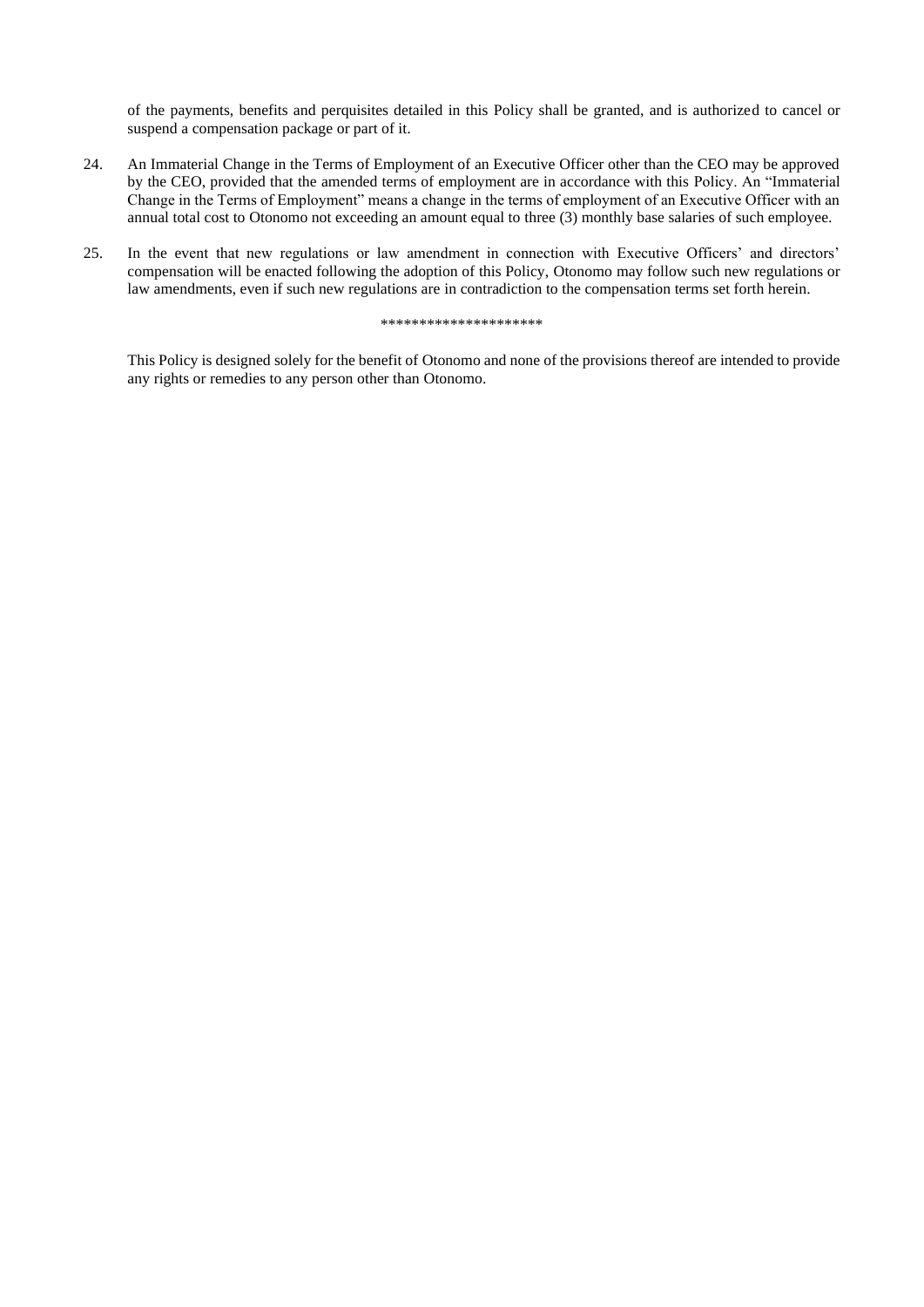of the payments, benefits and perquisites detailed in this Policy shall be granted, and is authorized to cancel or suspend a compensation package or part of it.

24. An Immaterial Change in the Terms of Employment of an Executive Officer other than the CEO may be approved by the CEO, provided that the amended terms of employment are in accordance with this Policy. An "Immaterial Change in the Terms of Employment" means a change in the terms of employment of an Executive Officer with an annual total cost to Otonomo not exceeding an amount equal to three (3) monthly base salaries of such employee.

25. In the event that new regulations or law amendment in connection with Executive Officers' and directors' compensation will be enacted following the adoption of this Policy, Otonomo may follow such new regulations or law amendments, even if such new regulations are in contradiction to the compensation terms set forth herein.

*********************

This Policy is designed solely for the benefit of Otonomo and none of the provisions thereof are intended to provide any rights or remedies to any person other than Otonomo.